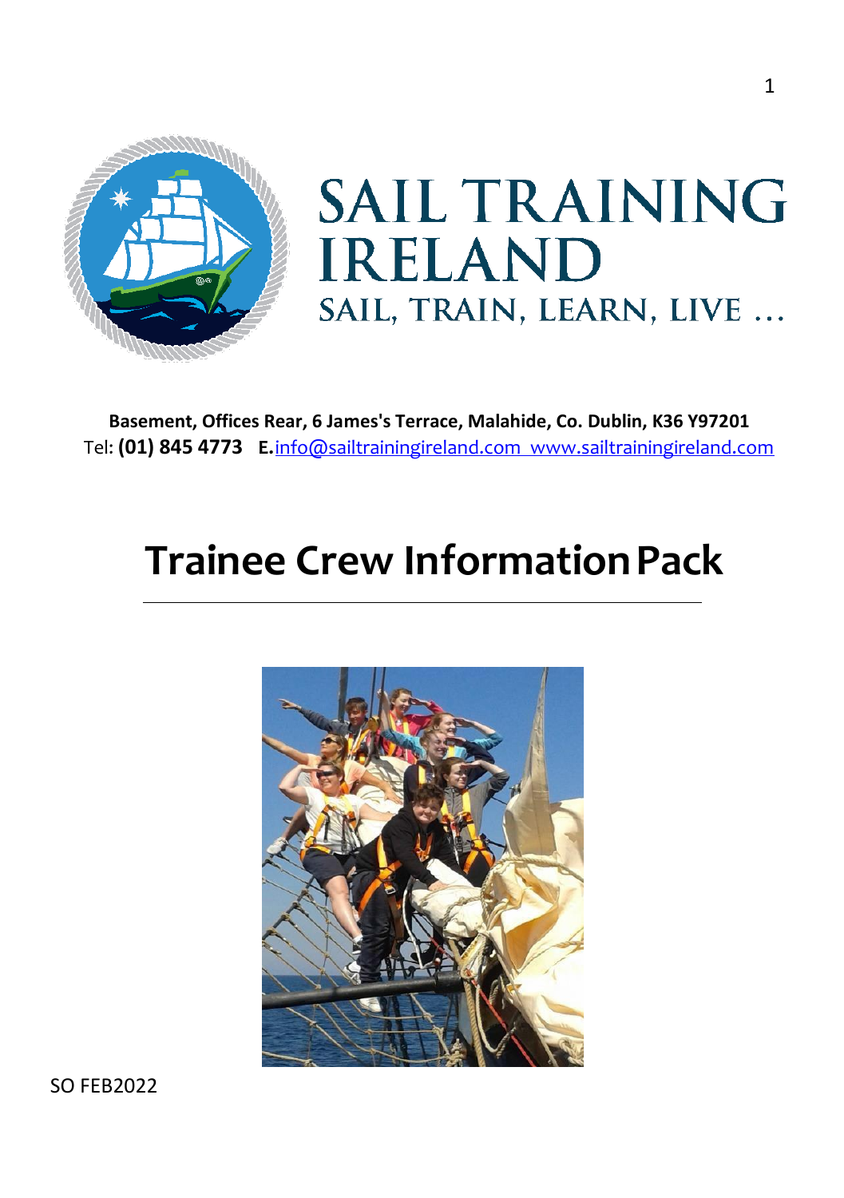# SAIL TRAINING IRELAND

SAIL, TRAIN, LEARN, LIVE …

**Basement, Offices Rear, 6 James's Terrace, Malahide, Co. Dublin, K36 Y97201**
Tel: **(01) 845 4773** **E.** info@sailtrainingireland.com www.sailtrainingireland.com

# Trainee Crew Information Pack

SO FEB2022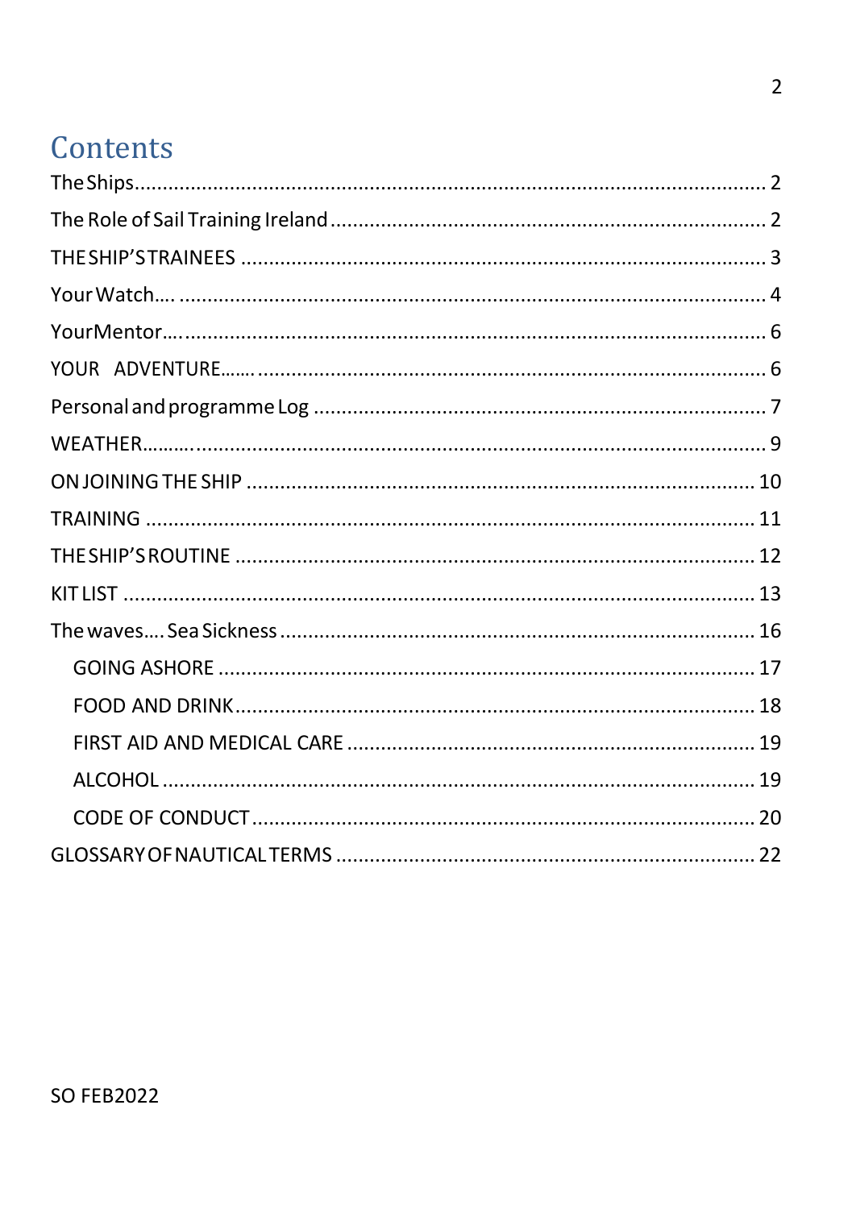# Contents

The Ships ........................................................................................................ 2
The Role of Sail Training Ireland ................................................................... 2
THE SHIP'S TRAINEES ................................................................................. 3
Your Watch…. ............................................................................................... 4
YourMentor…. .............................................................................................. 6
YOUR ADVENTURE……. ................................................................................ 6
Personal and programme Log ....................................................................... 7
WEATHER………. ............................................................................................ 9
ON JOINING THE SHIP ................................................................................ 10
TRAINING .................................................................................................... 11
THE SHIP'S ROUTINE .................................................................................. 12
KIT LIST ........................................................................................................ 13
The waves…. Sea Sickness ........................................................................... 16
  GOING ASHORE ........................................................................................ 17
  FOOD AND DRINK ..................................................................................... 18
  FIRST AID AND MEDICAL CARE ................................................................. 19
  ALCOHOL .................................................................................................. 19
  CODE OF CONDUCT .................................................................................. 20
GLOSSARY OF NAUTICAL TERMS ................................................................ 22

SO FEB2022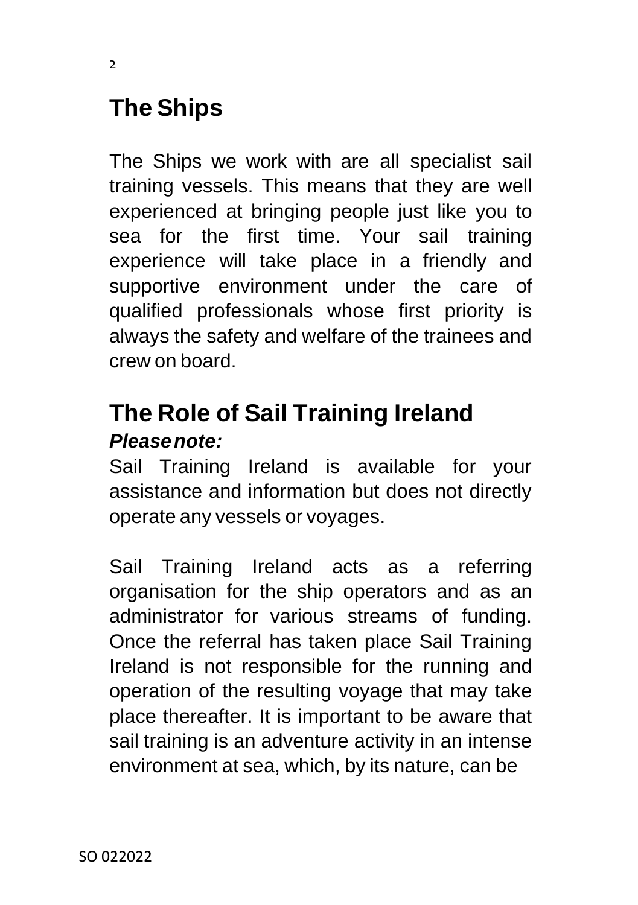## The Ships

The Ships we work with are all specialist sail training vessels. This means that they are well experienced at bringing people just like you to sea for the first time. Your sail training experience will take place in a friendly and supportive environment under the care of qualified professionals whose first priority is always the safety and welfare of the trainees and crew on board.

## The Role of Sail Training Ireland

***Please note:***

Sail Training Ireland is available for your assistance and information but does not directly operate any vessels or voyages.

Sail Training Ireland acts as a referring organisation for the ship operators and as an administrator for various streams of funding. Once the referral has taken place Sail Training Ireland is not responsible for the running and operation of the resulting voyage that may take place thereafter. It is important to be aware that sail training is an adventure activity in an intense environment at sea, which, by its nature, can be

SO 022022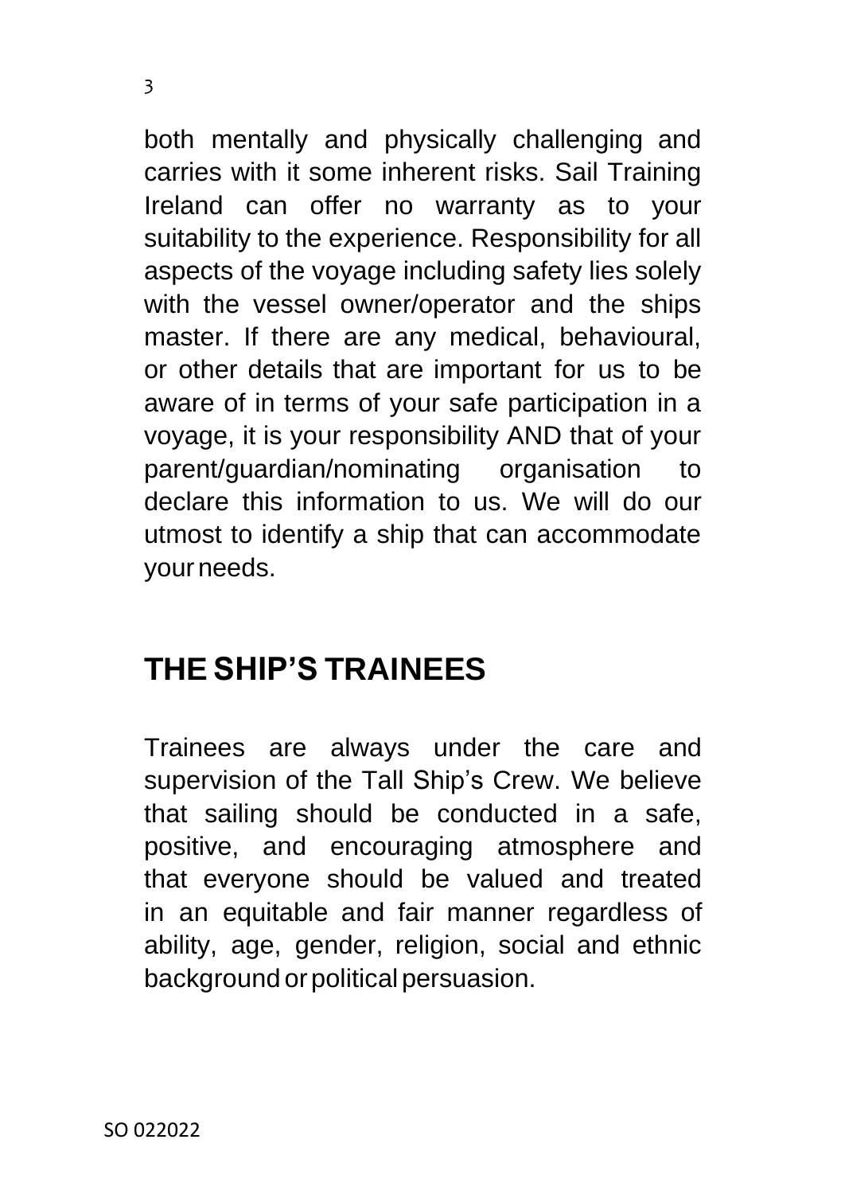both mentally and physically challenging and carries with it some inherent risks. Sail Training Ireland can offer no warranty as to your suitability to the experience. Responsibility for all aspects of the voyage including safety lies solely with the vessel owner/operator and the ships master. If there are any medical, behavioural, or other details that are important for us to be aware of in terms of your safe participation in a voyage, it is your responsibility AND that of your parent/guardian/nominating organisation to declare this information to us. We will do our utmost to identify a ship that can accommodate your needs.

## THE SHIP'S TRAINEES

Trainees are always under the care and supervision of the Tall Ship's Crew. We believe that sailing should be conducted in a safe, positive, and encouraging atmosphere and that everyone should be valued and treated in an equitable and fair manner regardless of ability, age, gender, religion, social and ethnic background or political persuasion.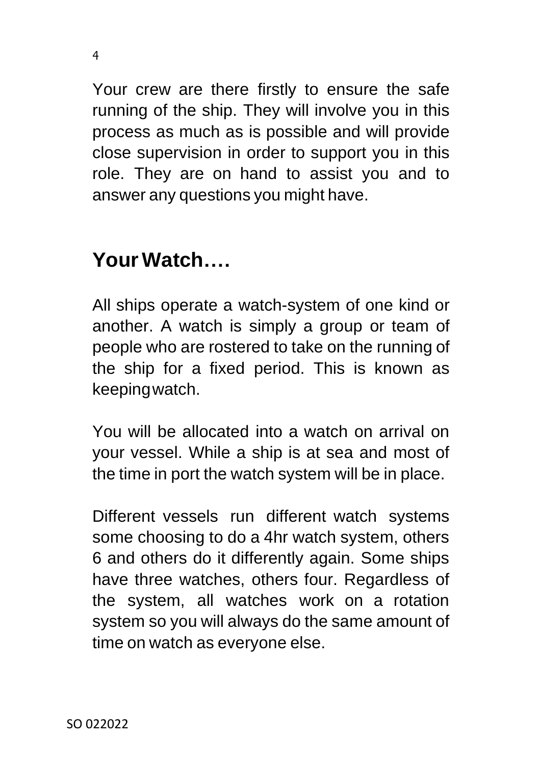Your crew are there firstly to ensure the safe running of the ship. They will involve you in this process as much as is possible and will provide close supervision in order to support you in this role. They are on hand to assist you and to answer any questions you might have.

## Your Watch….

All ships operate a watch-system of one kind or another. A watch is simply a group or team of people who are rostered to take on the running of the ship for a fixed period. This is known as keeping watch.

You will be allocated into a watch on arrival on your vessel. While a ship is at sea and most of the time in port the watch system will be in place.

Different vessels run different watch systems some choosing to do a 4hr watch system, others 6 and others do it differently again. Some ships have three watches, others four. Regardless of the system, all watches work on a rotation system so you will always do the same amount of time on watch as everyone else.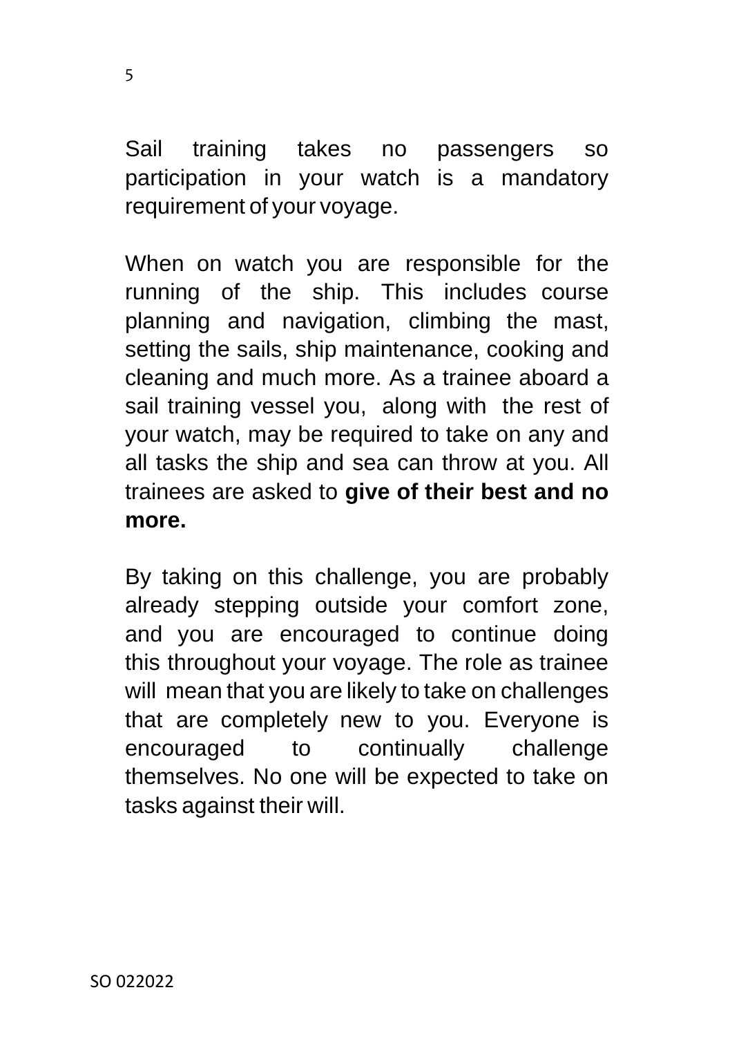Sail training takes no passengers so participation in your watch is a mandatory requirement of your voyage.

When on watch you are responsible for the running of the ship. This includes course planning and navigation, climbing the mast, setting the sails, ship maintenance, cooking and cleaning and much more. As a trainee aboard a sail training vessel you, along with the rest of your watch, may be required to take on any and all tasks the ship and sea can throw at you. All trainees are asked to **give of their best and no more.**

By taking on this challenge, you are probably already stepping outside your comfort zone, and you are encouraged to continue doing this throughout your voyage. The role as trainee will mean that you are likely to take on challenges that are completely new to you. Everyone is encouraged to continually challenge themselves. No one will be expected to take on tasks against their will.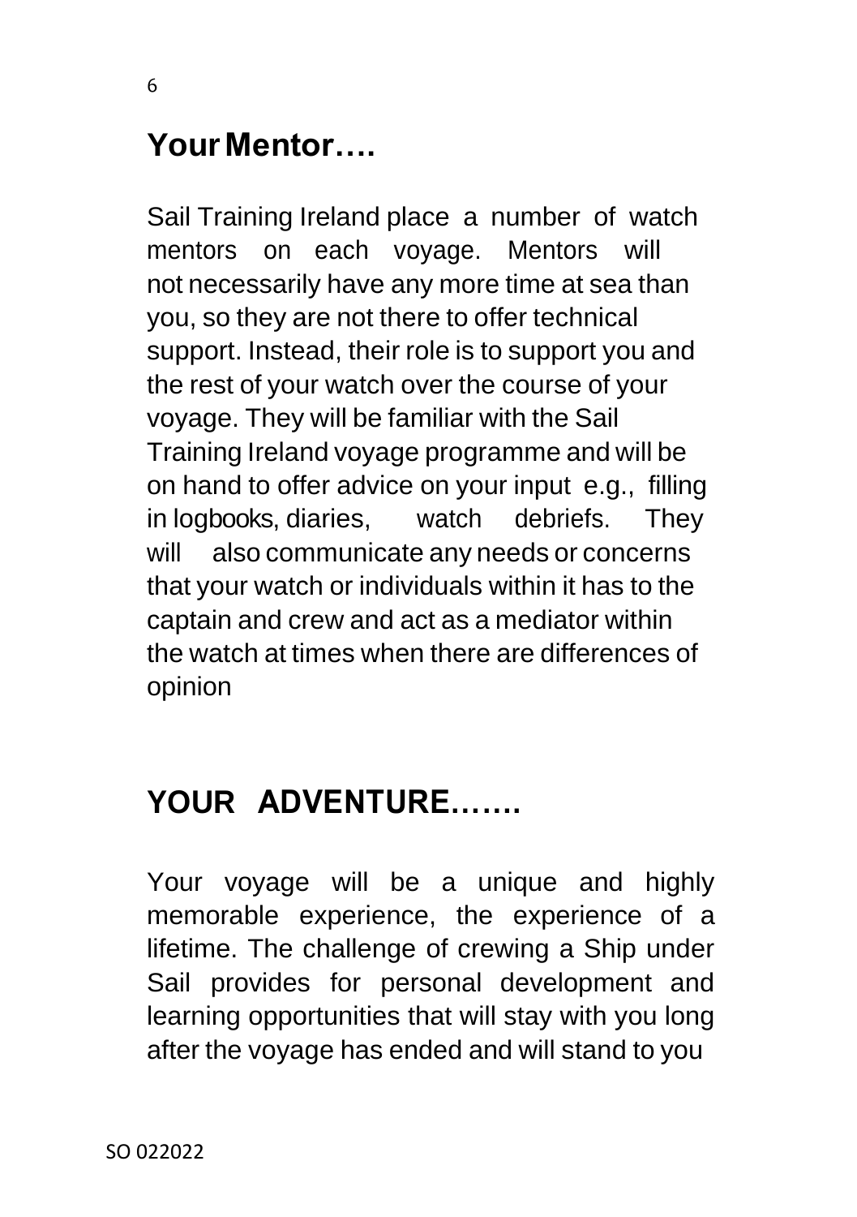## Your Mentor….

Sail Training Ireland place a number of watch mentors on each voyage. Mentors will not necessarily have any more time at sea than you, so they are not there to offer technical support. Instead, their role is to support you and the rest of your watch over the course of your voyage. They will be familiar with the Sail Training Ireland voyage programme and will be on hand to offer advice on your input e.g., filling in logbooks, diaries, watch debriefs. They will also communicate any needs or concerns that your watch or individuals within it has to the captain and crew and act as a mediator within the watch at times when there are differences of opinion

## YOUR ADVENTURE…….

Your voyage will be a unique and highly memorable experience, the experience of a lifetime. The challenge of crewing a Ship under Sail provides for personal development and learning opportunities that will stay with you long after the voyage has ended and will stand to you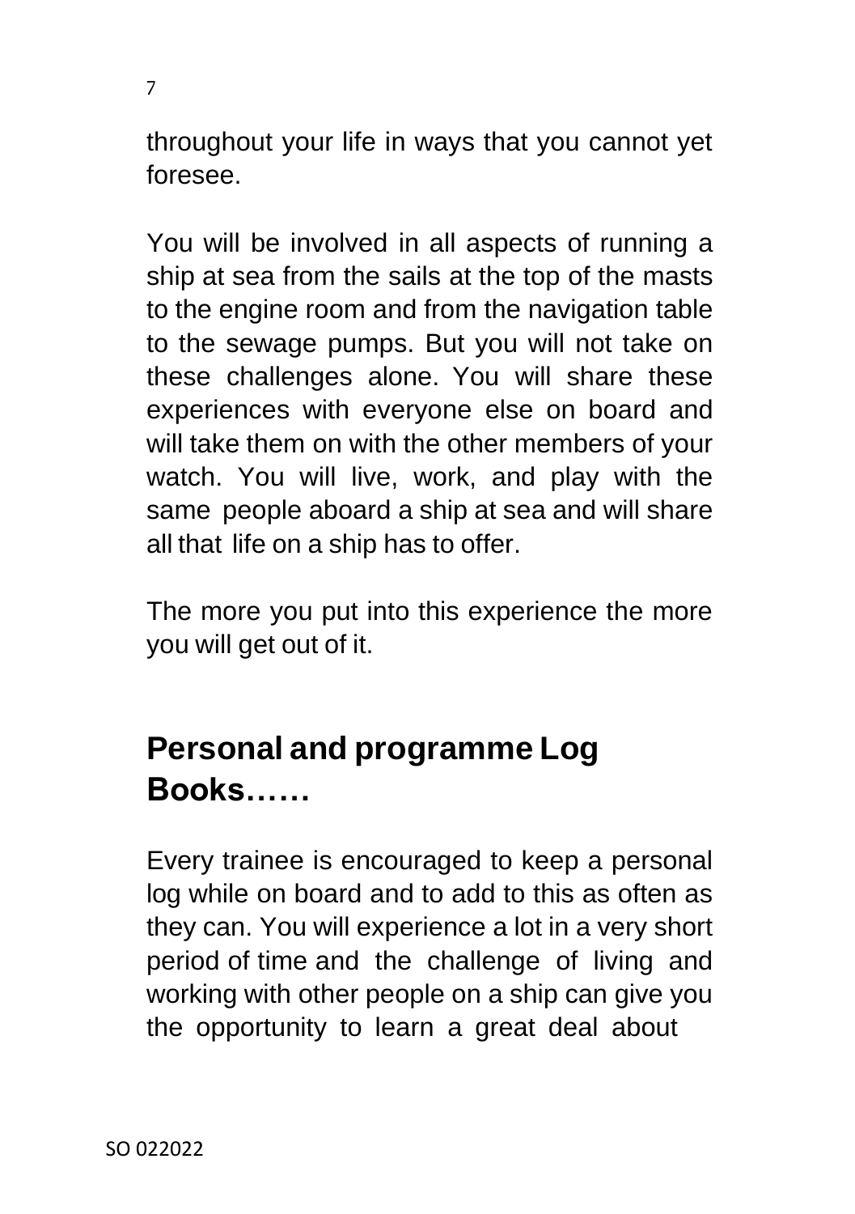throughout your life in ways that you cannot yet foresee.

You will be involved in all aspects of running a ship at sea from the sails at the top of the masts to the engine room and from the navigation table to the sewage pumps. But you will not take on these challenges alone. You will share these experiences with everyone else on board and will take them on with the other members of your watch. You will live, work, and play with the same people aboard a ship at sea and will share all that life on a ship has to offer.

The more you put into this experience the more you will get out of it.

## Personal and programme Log Books……

Every trainee is encouraged to keep a personal log while on board and to add to this as often as they can. You will experience a lot in a very short period of time and the challenge of living and working with other people on a ship can give you the opportunity to learn a great deal about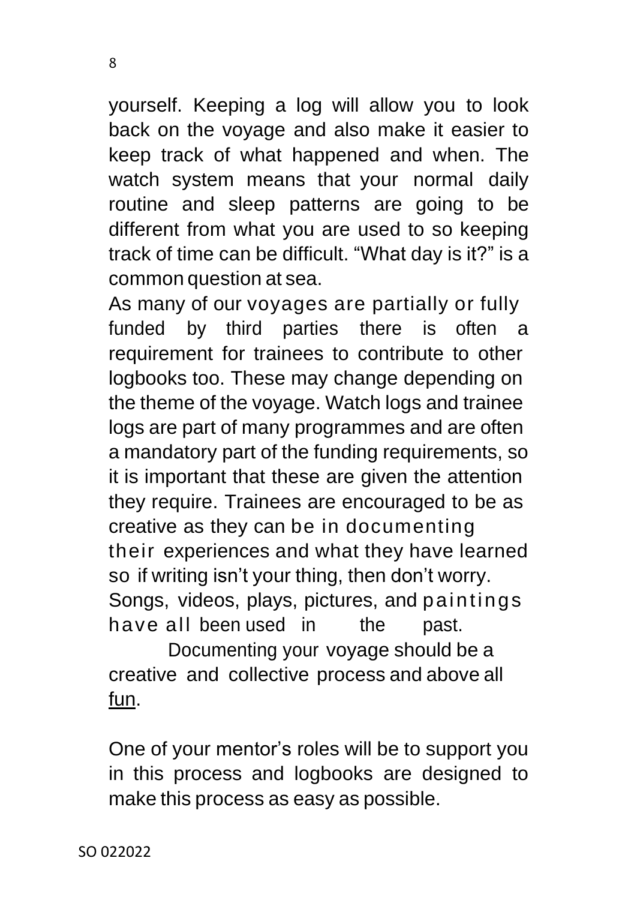yourself. Keeping a log will allow you to look back on the voyage and also make it easier to keep track of what happened and when. The watch system means that your normal daily routine and sleep patterns are going to be different from what you are used to so keeping track of time can be difficult. "What day is it?" is a common question at sea.

As many of our voyages are partially or fully funded by third parties there is often a requirement for trainees to contribute to other logbooks too. These may change depending on the theme of the voyage. Watch logs and trainee logs are part of many programmes and are often a mandatory part of the funding requirements, so it is important that these are given the attention they require. Trainees are encouraged to be as creative as they can be in documenting their experiences and what they have learned so if writing isn't your thing, then don't worry. Songs, videos, plays, pictures, and paintings have all been used in the past.

Documenting your voyage should be a creative and collective process and above all fun.

One of your mentor's roles will be to support you in this process and logbooks are designed to make this process as easy as possible.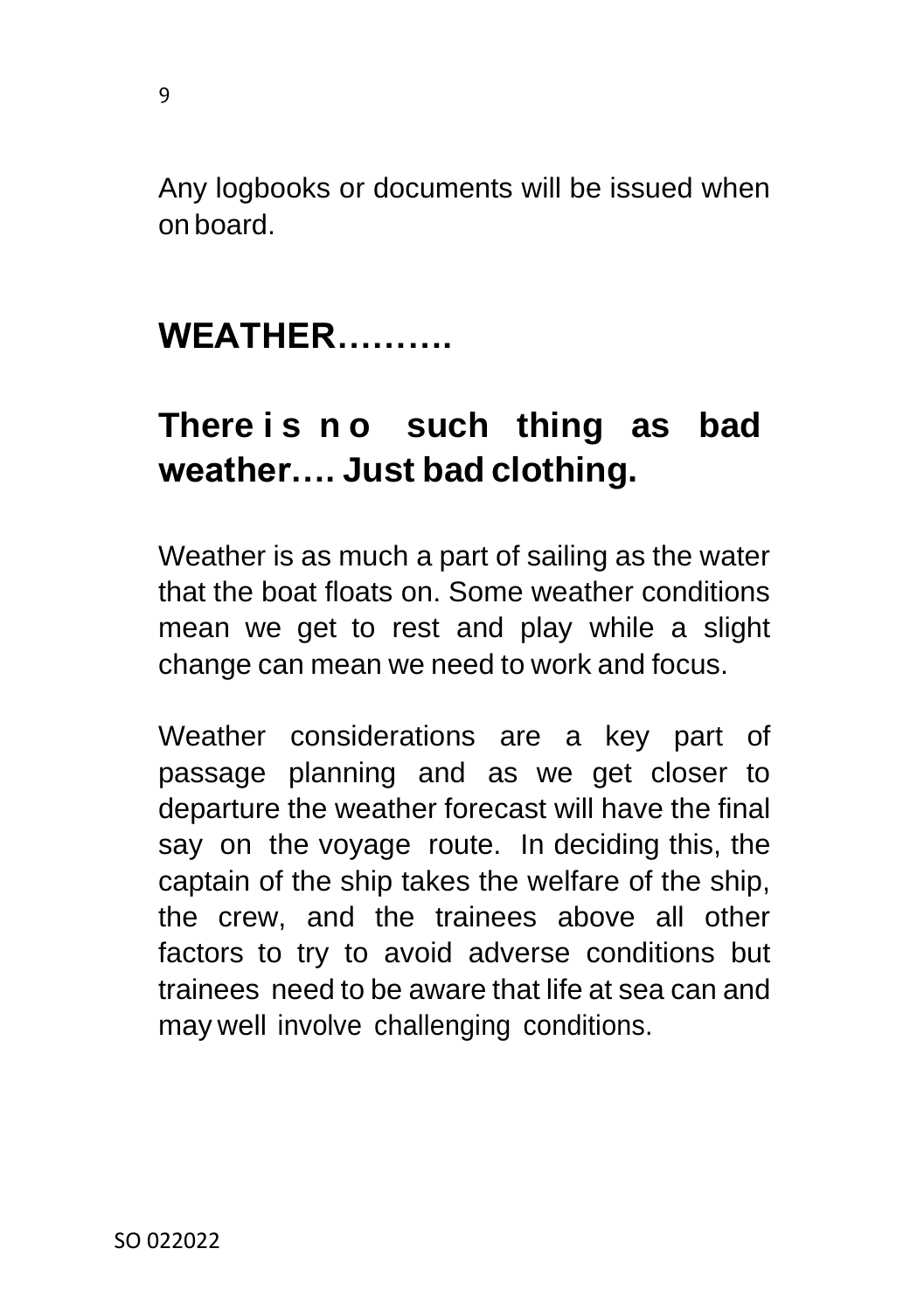Any logbooks or documents will be issued when on board.

## WEATHER……….

## There is no such thing as bad weather…. Just bad clothing.

Weather is as much a part of sailing as the water that the boat floats on. Some weather conditions mean we get to rest and play while a slight change can mean we need to work and focus.

Weather considerations are a key part of passage planning and as we get closer to departure the weather forecast will have the final say on the voyage route. In deciding this, the captain of the ship takes the welfare of the ship, the crew, and the trainees above all other factors to try to avoid adverse conditions but trainees need to be aware that life at sea can and may well involve challenging conditions.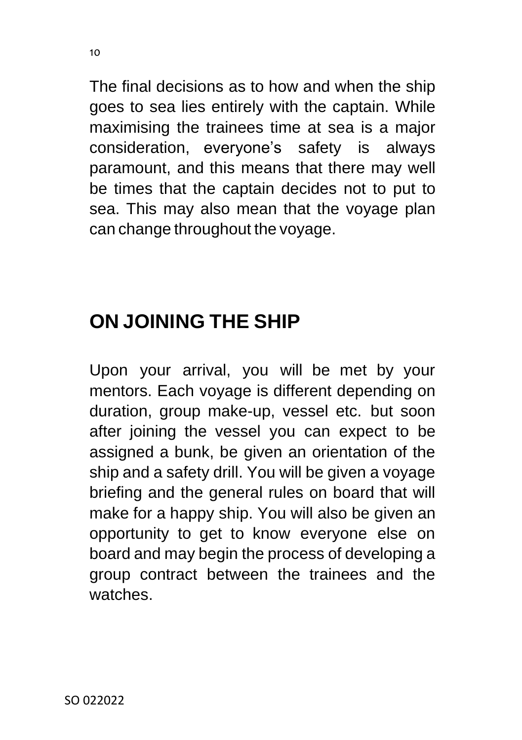The final decisions as to how and when the ship goes to sea lies entirely with the captain. While maximising the trainees time at sea is a major consideration, everyone's safety is always paramount, and this means that there may well be times that the captain decides not to put to sea. This may also mean that the voyage plan can change throughout the voyage.

## ON JOINING THE SHIP

Upon your arrival, you will be met by your mentors. Each voyage is different depending on duration, group make-up, vessel etc. but soon after joining the vessel you can expect to be assigned a bunk, be given an orientation of the ship and a safety drill. You will be given a voyage briefing and the general rules on board that will make for a happy ship. You will also be given an opportunity to get to know everyone else on board and may begin the process of developing a group contract between the trainees and the watches.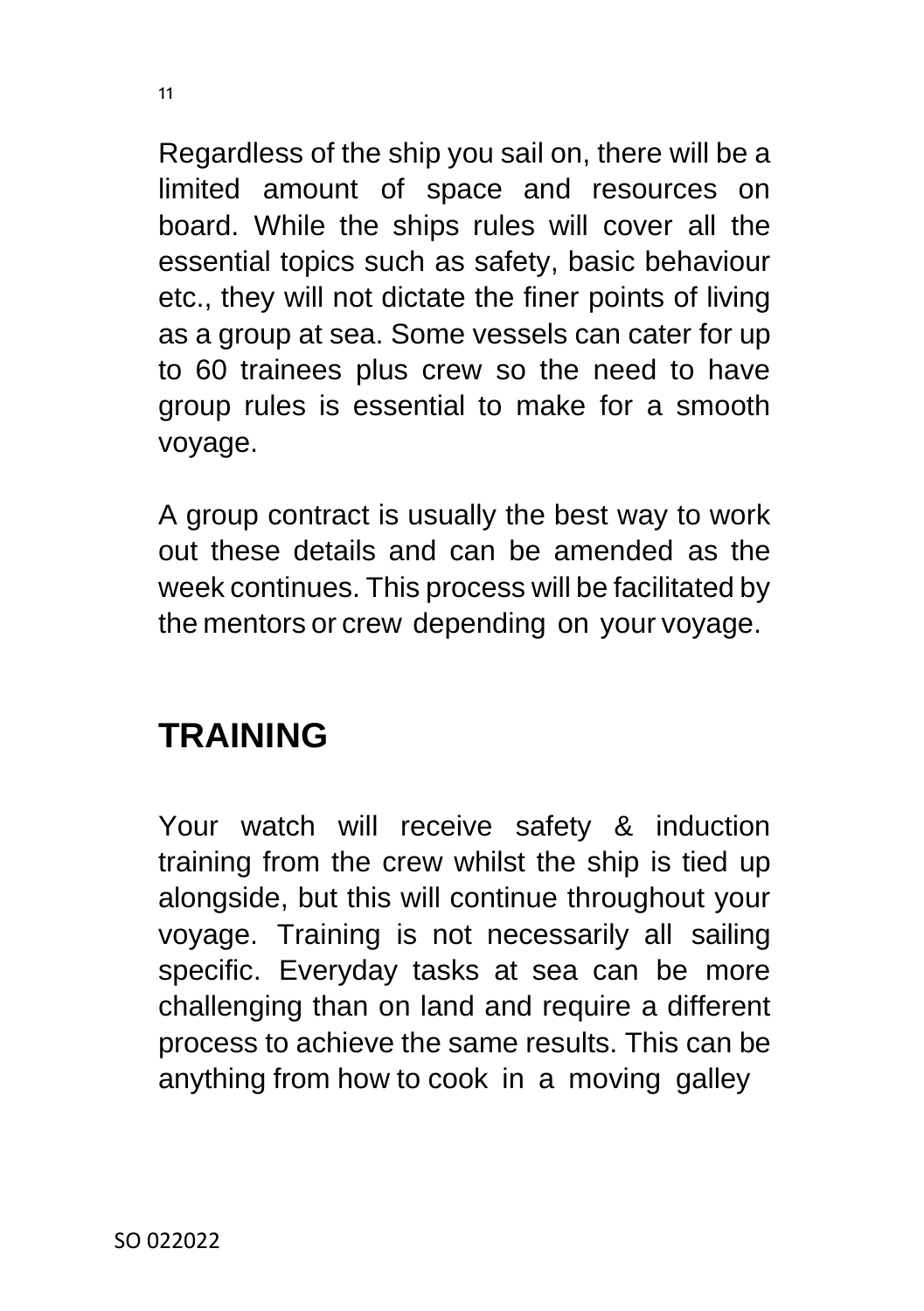Regardless of the ship you sail on, there will be a limited amount of space and resources on board. While the ships rules will cover all the essential topics such as safety, basic behaviour etc., they will not dictate the finer points of living as a group at sea. Some vessels can cater for up to 60 trainees plus crew so the need to have group rules is essential to make for a smooth voyage.

A group contract is usually the best way to work out these details and can be amended as the week continues. This process will be facilitated by the mentors or crew depending on your voyage.

## TRAINING

Your watch will receive safety & induction training from the crew whilst the ship is tied up alongside, but this will continue throughout your voyage. Training is not necessarily all sailing specific. Everyday tasks at sea can be more challenging than on land and require a different process to achieve the same results. This can be anything from how to cook in a moving galley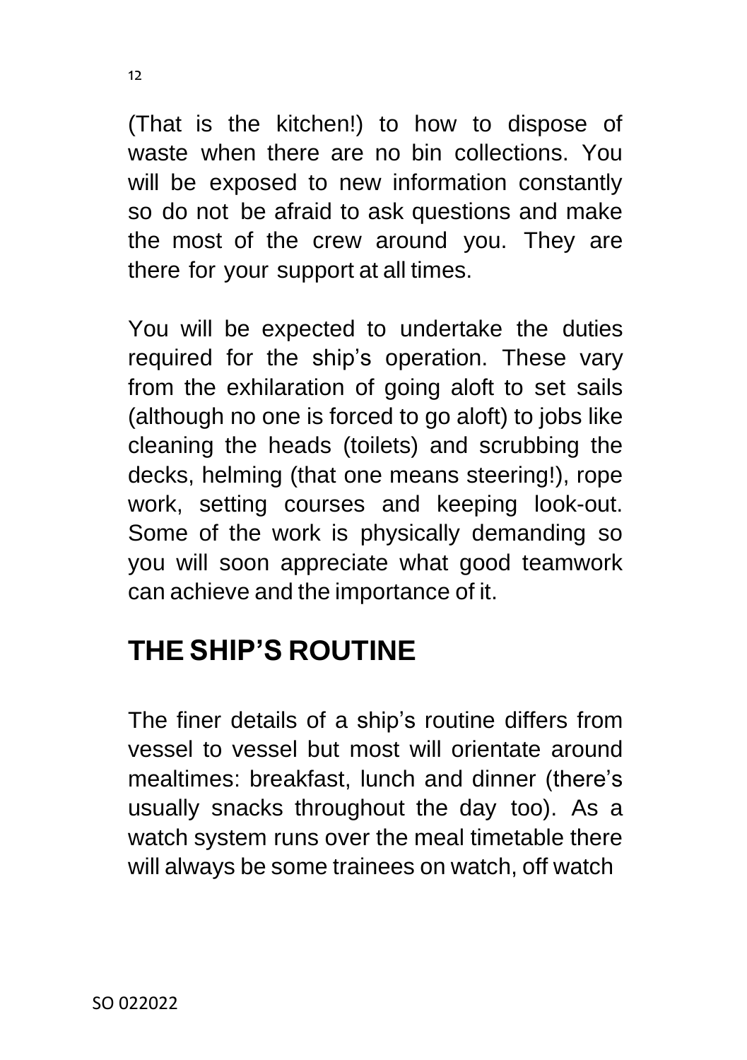(That is the kitchen!) to how to dispose of waste when there are no bin collections. You will be exposed to new information constantly so do not be afraid to ask questions and make the most of the crew around you. They are there for your support at all times.

You will be expected to undertake the duties required for the ship's operation. These vary from the exhilaration of going aloft to set sails (although no one is forced to go aloft) to jobs like cleaning the heads (toilets) and scrubbing the decks, helming (that one means steering!), rope work, setting courses and keeping look-out. Some of the work is physically demanding so you will soon appreciate what good teamwork can achieve and the importance of it.

## THE SHIP'S ROUTINE

The finer details of a ship's routine differs from vessel to vessel but most will orientate around mealtimes: breakfast, lunch and dinner (there's usually snacks throughout the day too). As a watch system runs over the meal timetable there will always be some trainees on watch, off watch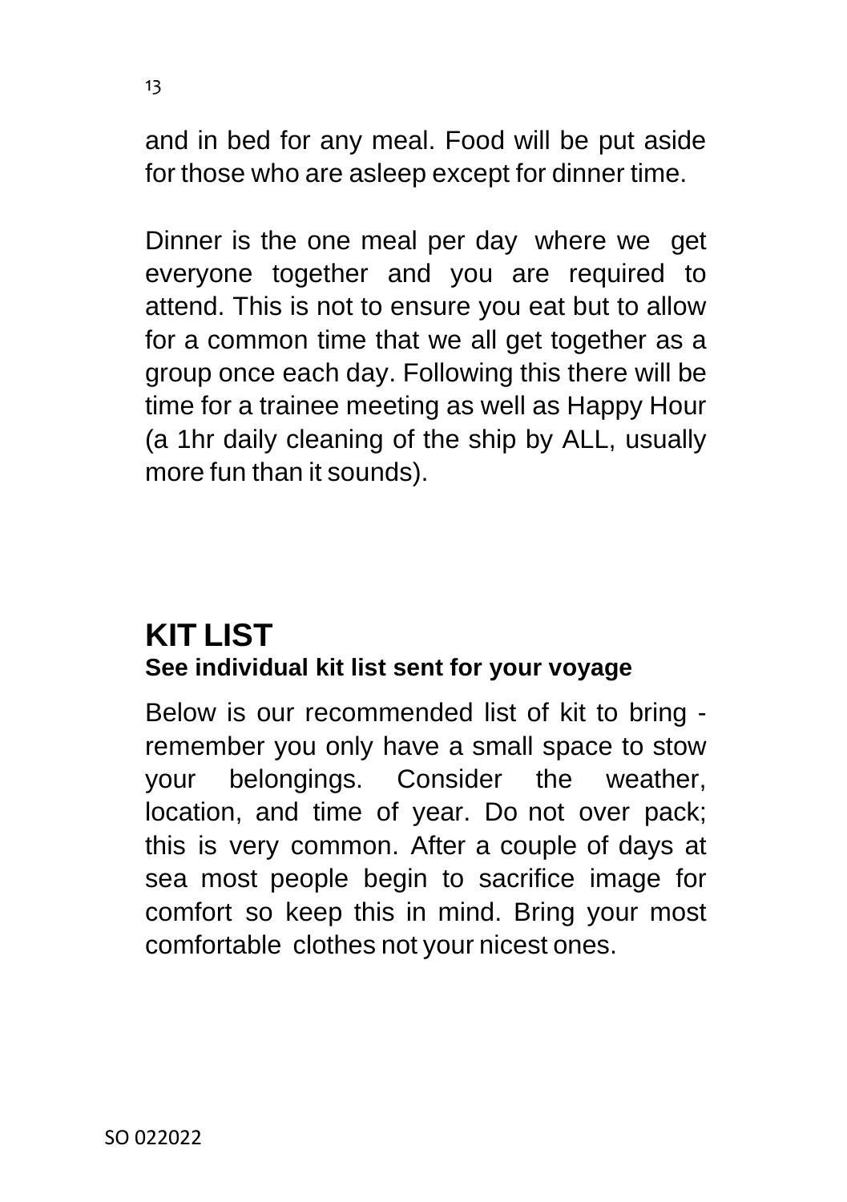and in bed for any meal. Food will be put aside for those who are asleep except for dinner time.

Dinner is the one meal per day where we get everyone together and you are required to attend. This is not to ensure you eat but to allow for a common time that we all get together as a group once each day. Following this there will be time for a trainee meeting as well as Happy Hour (a 1hr daily cleaning of the ship by ALL, usually more fun than it sounds).

## KIT LIST

**See individual kit list sent for your voyage**

Below is our recommended list of kit to bring - remember you only have a small space to stow your belongings. Consider the weather, location, and time of year. Do not over pack; this is very common. After a couple of days at sea most people begin to sacrifice image for comfort so keep this in mind. Bring your most comfortable clothes not your nicest ones.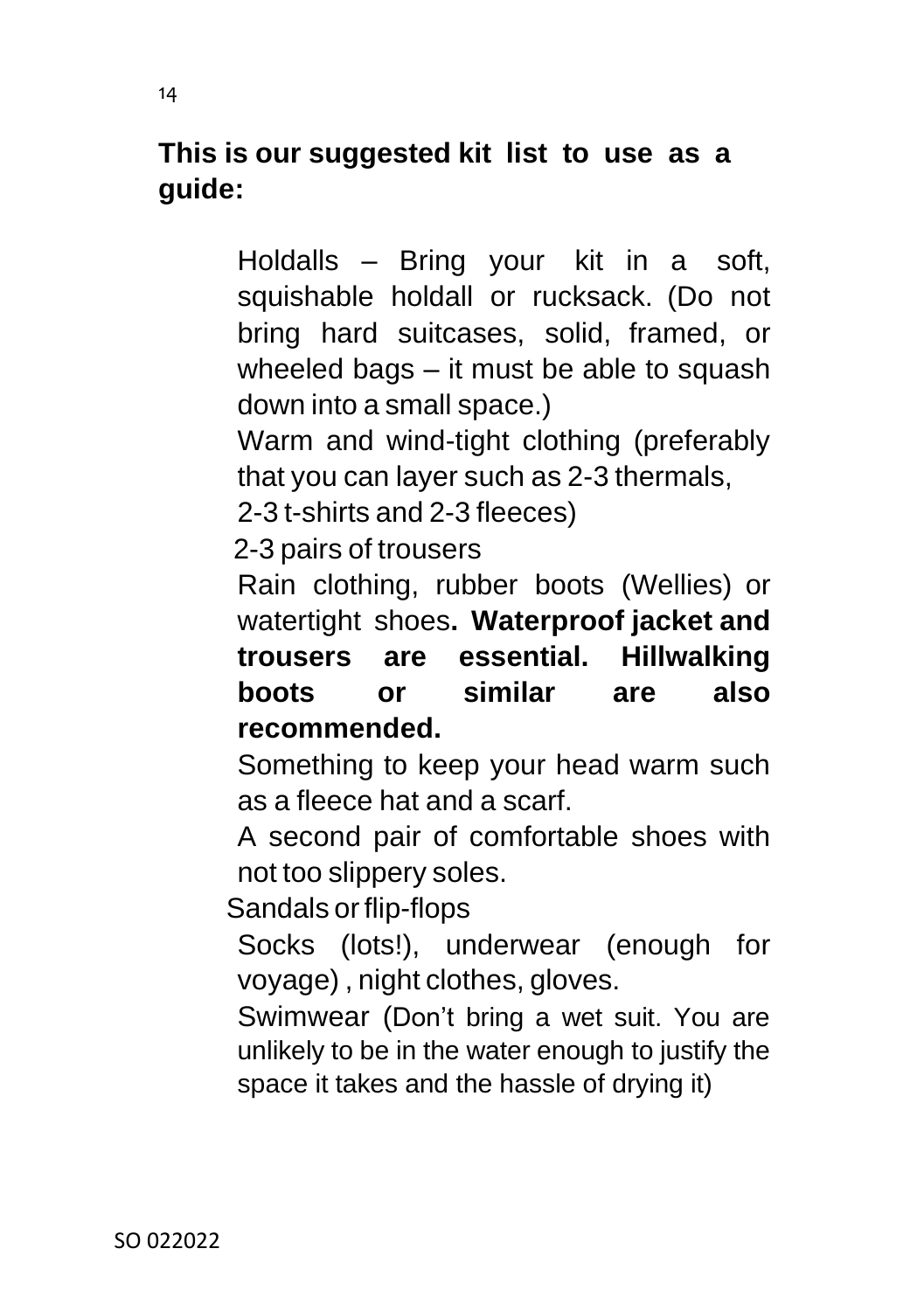**This is our suggested kit list to use as a guide:**

- Holdalls – Bring your kit in a soft, squishable holdall or rucksack. (Do not bring hard suitcases, solid, framed, or wheeled bags – it must be able to squash down into a small space.)
- Warm and wind-tight clothing (preferably that you can layer such as 2-3 thermals, 2-3 t-shirts and 2-3 fleeces)
- 2-3 pairs of trousers
- Rain clothing, rubber boots (Wellies) or watertight shoes**. Waterproof jacket and trousers are essential. Hillwalking boots or similar are also recommended.**
- Something to keep your head warm such as a fleece hat and a scarf.
- A second pair of comfortable shoes with not too slippery soles.
- Sandals or flip-flops
- Socks (lots!), underwear (enough for voyage) , night clothes, gloves.
- Swimwear (Don't bring a wet suit. You are unlikely to be in the water enough to justify the space it takes and the hassle of drying it)

SO 022022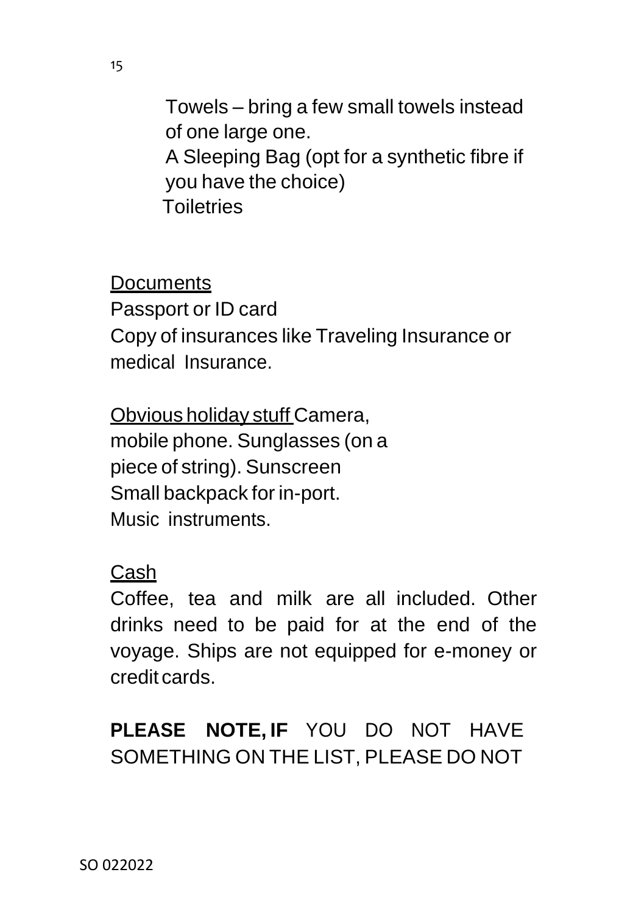Towels – bring a few small towels instead of one large one.
A Sleeping Bag (opt for a synthetic fibre if you have the choice)
Toiletries

<u>Documents</u>
Passport or ID card
Copy of insurances like Traveling Insurance or medical Insurance.

<u>Obvious holiday stuff</u> Camera, mobile phone. Sunglasses (on a piece of string). Sunscreen
Small backpack for in-port.
Music instruments.

<u>Cash</u>
Coffee, tea and milk are all included. Other drinks need to be paid for at the end of the voyage. Ships are not equipped for e-money or credit cards.

**PLEASE NOTE, IF** YOU DO NOT HAVE SOMETHING ON THE LIST, PLEASE DO NOT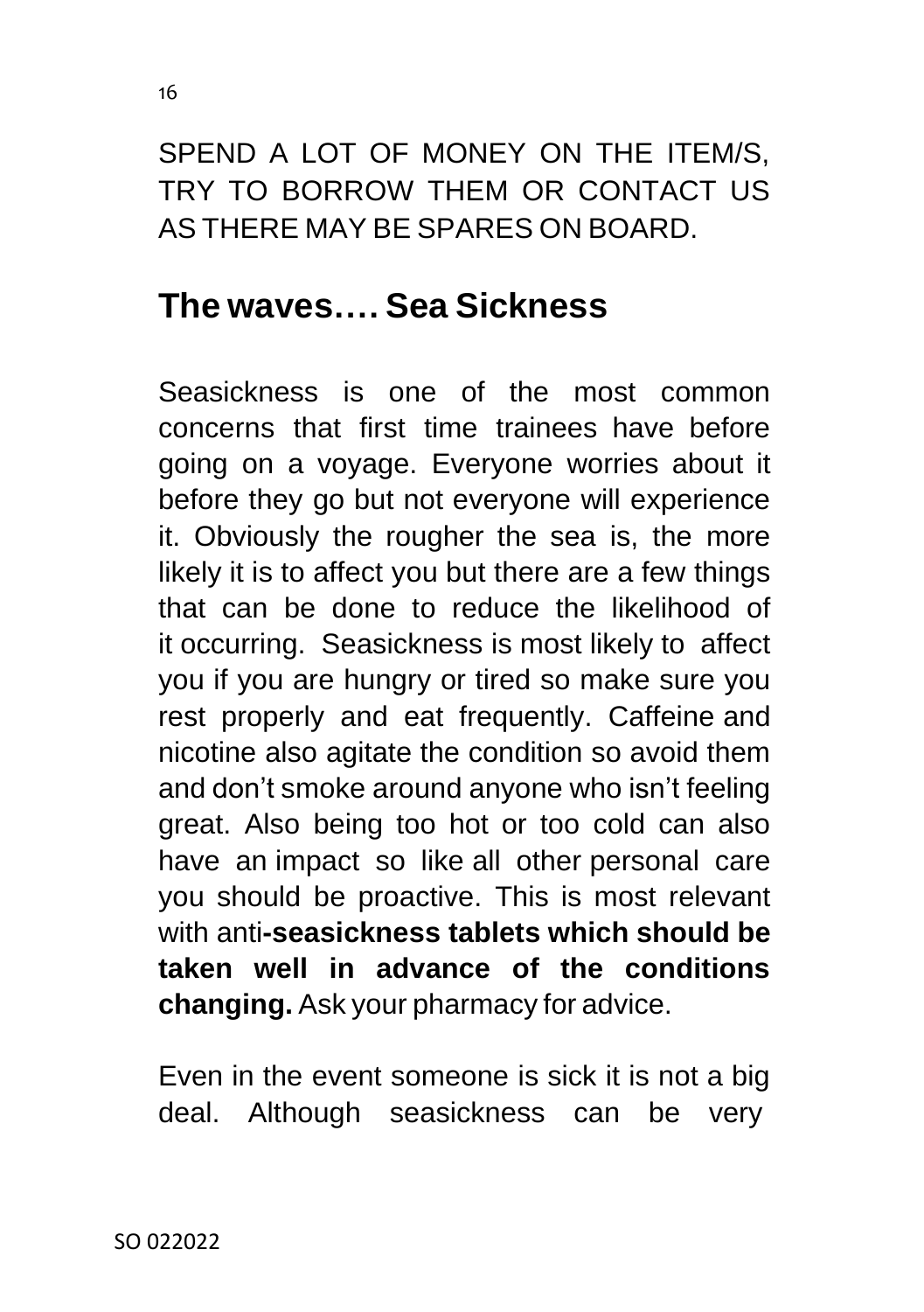SPEND A LOT OF MONEY ON THE ITEM/S, TRY TO BORROW THEM OR CONTACT US AS THERE MAY BE SPARES ON BOARD.

## The waves…. Sea Sickness

Seasickness is one of the most common concerns that first time trainees have before going on a voyage. Everyone worries about it before they go but not everyone will experience it. Obviously the rougher the sea is, the more likely it is to affect you but there are a few things that can be done to reduce the likelihood of it occurring. Seasickness is most likely to affect you if you are hungry or tired so make sure you rest properly and eat frequently. Caffeine and nicotine also agitate the condition so avoid them and don't smoke around anyone who isn't feeling great. Also being too hot or too cold can also have an impact so like all other personal care you should be proactive. This is most relevant with anti**-seasickness tablets which should be taken well in advance of the conditions changing.** Ask your pharmacy for advice.

Even in the event someone is sick it is not a big deal. Although seasickness can be very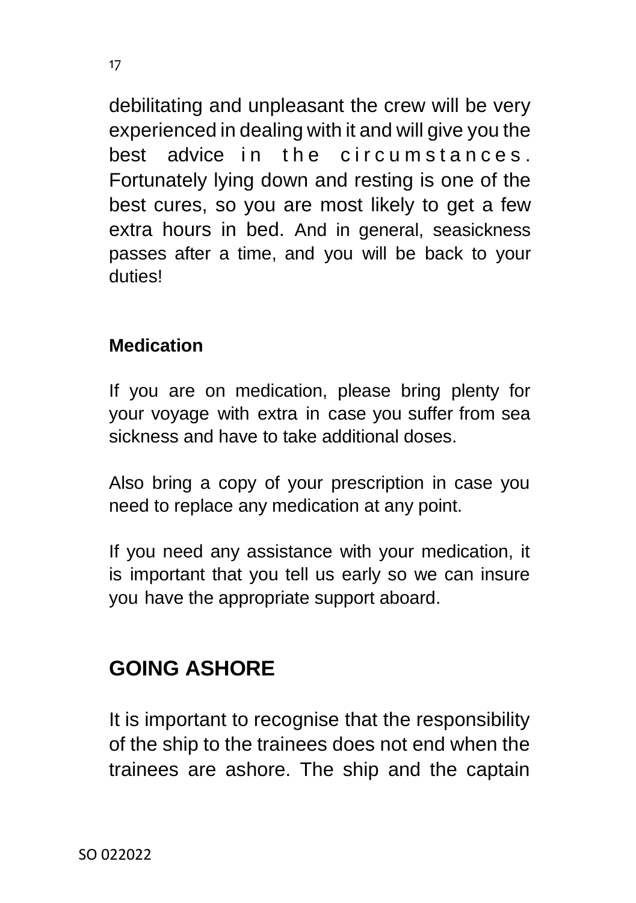debilitating and unpleasant the crew will be very experienced in dealing with it and will give you the best advice in the circumstances. Fortunately lying down and resting is one of the best cures, so you are most likely to get a few extra hours in bed. And in general, seasickness passes after a time, and you will be back to your duties!

### Medication

If you are on medication, please bring plenty for your voyage with extra in case you suffer from sea sickness and have to take additional doses.

Also bring a copy of your prescription in case you need to replace any medication at any point.

If you need any assistance with your medication, it is important that you tell us early so we can insure you have the appropriate support aboard.

## GOING ASHORE

It is important to recognise that the responsibility of the ship to the trainees does not end when the trainees are ashore. The ship and the captain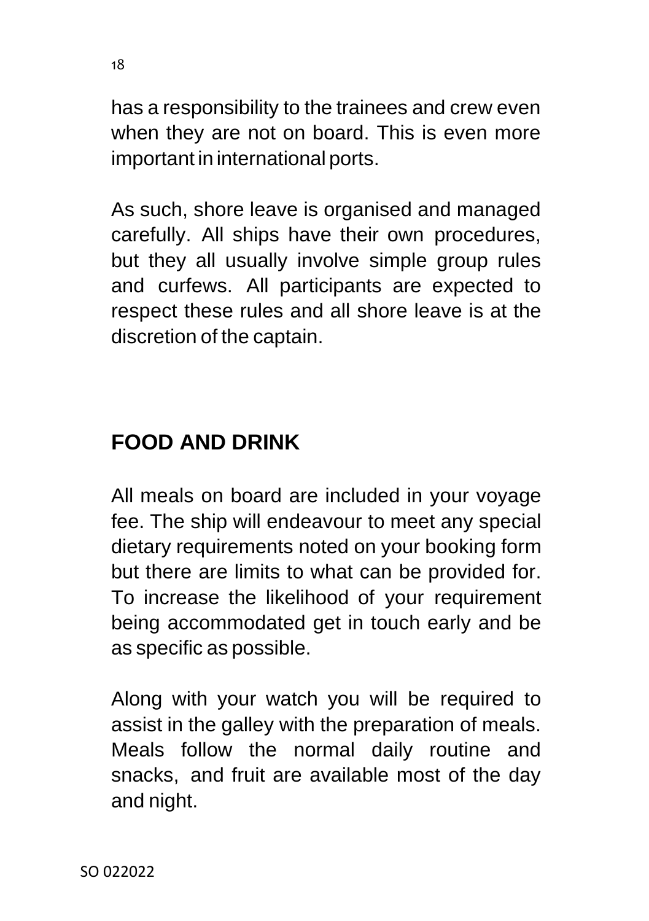has a responsibility to the trainees and crew even when they are not on board. This is even more important in international ports.

As such, shore leave is organised and managed carefully. All ships have their own procedures, but they all usually involve simple group rules and curfews. All participants are expected to respect these rules and all shore leave is at the discretion of the captain.

## FOOD AND DRINK

All meals on board are included in your voyage fee. The ship will endeavour to meet any special dietary requirements noted on your booking form but there are limits to what can be provided for. To increase the likelihood of your requirement being accommodated get in touch early and be as specific as possible.

Along with your watch you will be required to assist in the galley with the preparation of meals. Meals follow the normal daily routine and snacks, and fruit are available most of the day and night.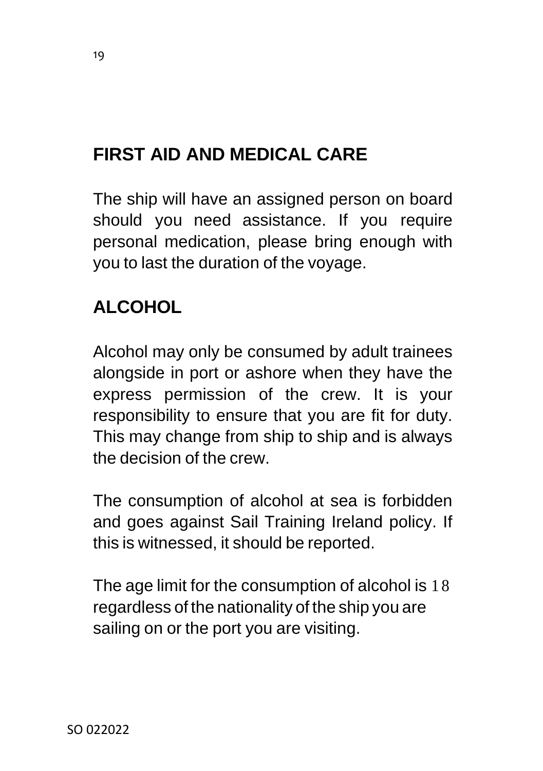## FIRST AID AND MEDICAL CARE

The ship will have an assigned person on board should you need assistance. If you require personal medication, please bring enough with you to last the duration of the voyage.

## ALCOHOL

Alcohol may only be consumed by adult trainees alongside in port or ashore when they have the express permission of the crew. It is your responsibility to ensure that you are fit for duty. This may change from ship to ship and is always the decision of the crew.

The consumption of alcohol at sea is forbidden and goes against Sail Training Ireland policy. If this is witnessed, it should be reported.

The age limit for the consumption of alcohol is 18 regardless of the nationality of the ship you are sailing on or the port you are visiting.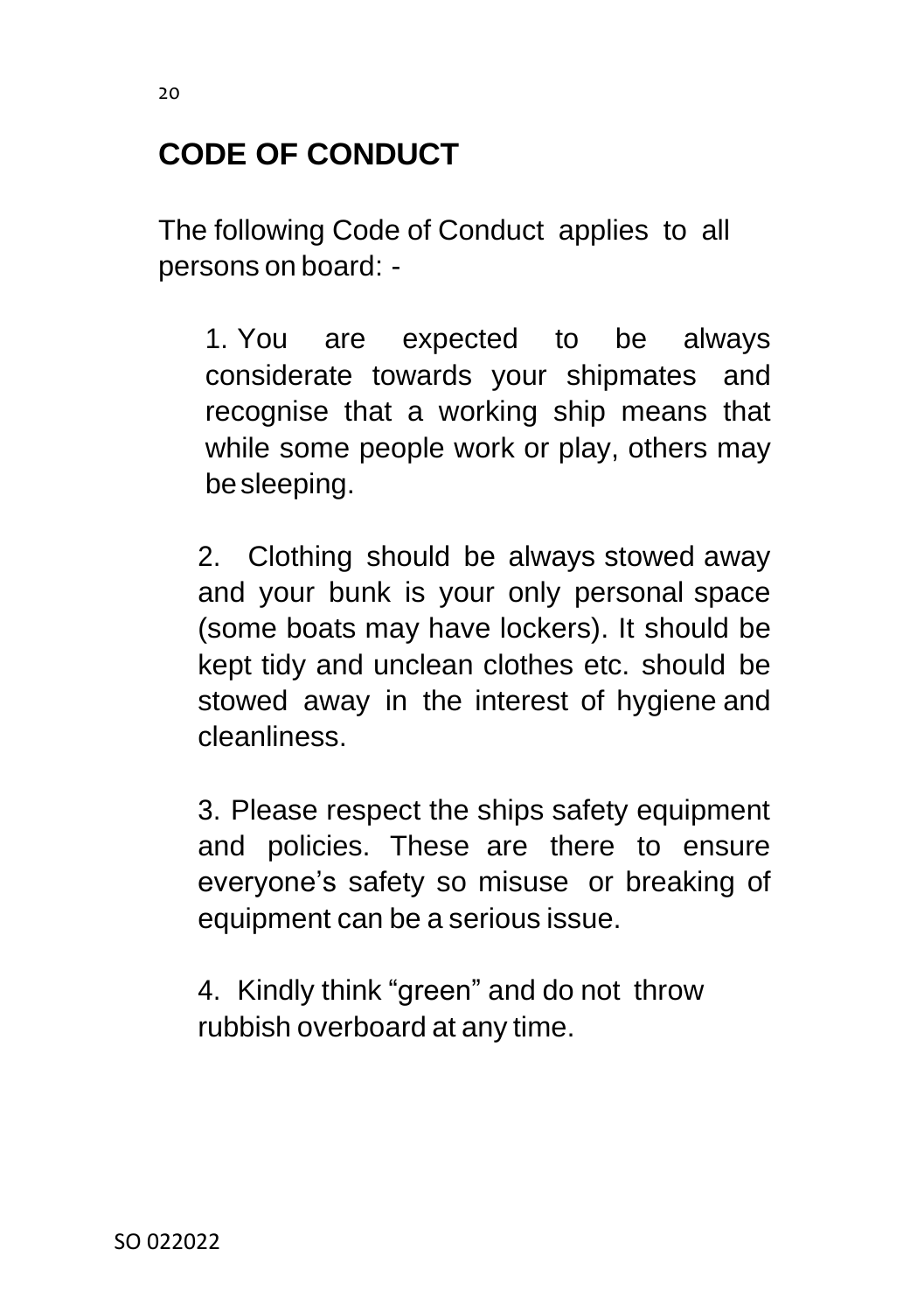## CODE OF CONDUCT

The following Code of Conduct applies to all persons on board: -

1. You are expected to be always considerate towards your shipmates and recognise that a working ship means that while some people work or play, others may be sleeping.

2. Clothing should be always stowed away and your bunk is your only personal space (some boats may have lockers). It should be kept tidy and unclean clothes etc. should be stowed away in the interest of hygiene and cleanliness.

3. Please respect the ships safety equipment and policies. These are there to ensure everyone's safety so misuse or breaking of equipment can be a serious issue.

4. Kindly think "green" and do not throw rubbish overboard at any time.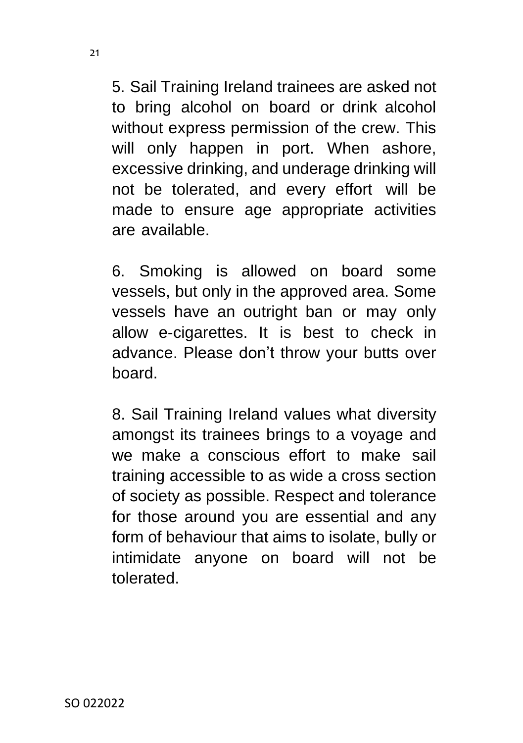5. Sail Training Ireland trainees are asked not to bring alcohol on board or drink alcohol without express permission of the crew. This will only happen in port. When ashore, excessive drinking, and underage drinking will not be tolerated, and every effort will be made to ensure age appropriate activities are available.

6. Smoking is allowed on board some vessels, but only in the approved area. Some vessels have an outright ban or may only allow e-cigarettes. It is best to check in advance. Please don't throw your butts over board.

8. Sail Training Ireland values what diversity amongst its trainees brings to a voyage and we make a conscious effort to make sail training accessible to as wide a cross section of society as possible. Respect and tolerance for those around you are essential and any form of behaviour that aims to isolate, bully or intimidate anyone on board will not be tolerated.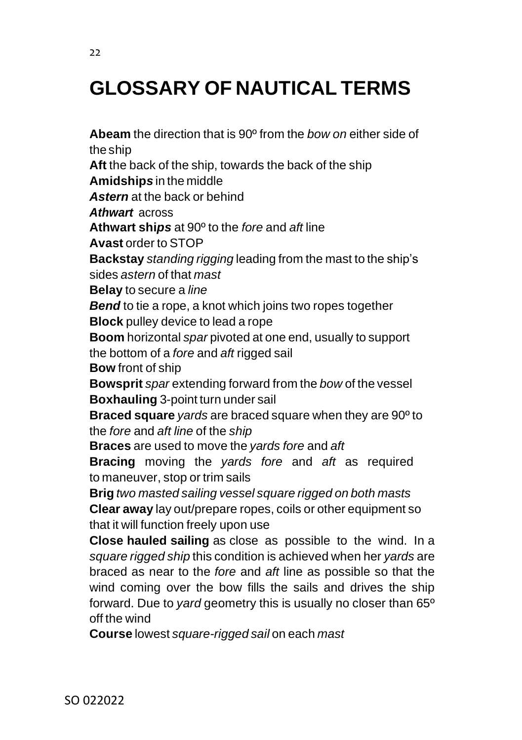# GLOSSARY OF NAUTICAL TERMS

**Abeam** the direction that is 90º from the *bow on* either side of the ship

**Aft** the back of the ship, towards the back of the ship

**Amidships** in the middle

***Astern*** at the back or behind

***Athwart*** across

**Athwart ships** at 90º to the *fore* and *aft* line

**Avast** order to STOP

**Backstay** *standing rigging* leading from the mast to the ship's sides *astern* of that *mast*

**Belay** to secure a *line*

***Bend*** to tie a rope, a knot which joins two ropes together

**Block** pulley device to lead a rope

**Boom** horizontal *spar* pivoted at one end, usually to support the bottom of a *fore* and *aft* rigged sail

**Bow** front of ship

**Bowsprit** *spar* extending forward from the *bow* of the vessel

**Boxhauling** 3-point turn under sail

**Braced square** *yards* are braced square when they are 90º to the *fore* and *aft line* of the *ship*

**Braces** are used to move the *yards fore* and *aft*

**Bracing** moving the *yards fore* and *aft* as required to maneuver, stop or trim sails

**Brig** *two masted sailing vessel square rigged on both masts*

**Clear away** lay out/prepare ropes, coils or other equipment so that it will function freely upon use

**Close hauled sailing** as close as possible to the wind. In a *square rigged ship* this condition is achieved when her *yards* are braced as near to the *fore* and *aft* line as possible so that the wind coming over the bow fills the sails and drives the ship forward. Due to *yard* geometry this is usually no closer than 65º off the wind

**Course** lowest *square-rigged sail* on each *mast*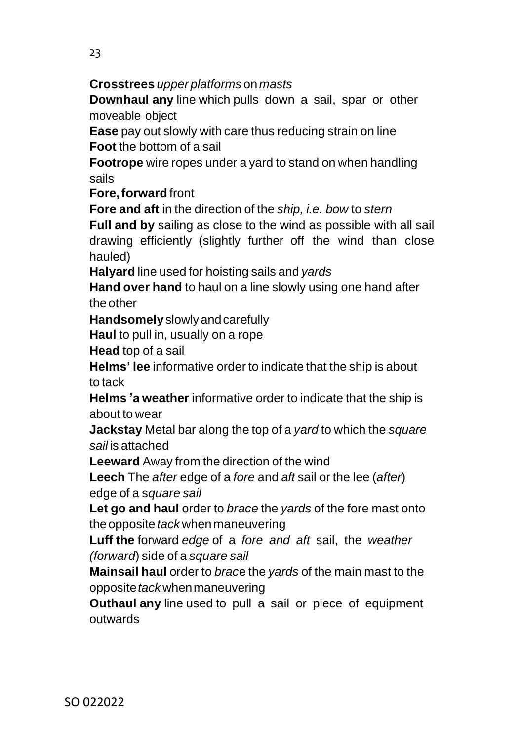**Crosstrees** *upper platforms* on *masts*

**Downhaul any** line which pulls down a sail, spar or other moveable object

**Ease** pay out slowly with care thus reducing strain on line

**Foot** the bottom of a sail

**Footrope** wire ropes under a yard to stand on when handling sails

**Fore, forward** front

**Fore and aft** in the direction of the *ship, i.e. bow* to *stern*

**Full and by** sailing as close to the wind as possible with all sail drawing efficiently (slightly further off the wind than close hauled)

**Halyard** line used for hoisting sails and *yards*

**Hand over hand** to haul on a line slowly using one hand after the other

**Handsomely** slowly and carefully

**Haul** to pull in, usually on a rope

**Head** top of a sail

**Helms' lee** informative order to indicate that the ship is about to tack

**Helms 'a weather** informative order to indicate that the ship is about to wear

**Jackstay** Metal bar along the top of a *yard* to which the *square sail* is attached

**Leeward** Away from the direction of the wind

**Leech** The *after* edge of a *fore* and *aft* sail or the lee (*after*) edge of a s*quare sail*

**Let go and haul** order to *brace* the *yards* of the fore mast onto the opposite *tack* when maneuvering

**Luff the** forward *edge* of a *fore and aft* sail, the *weather (forward*) side of a *square sail*

**Mainsail haul** order to *brac*e the *yards* of the main mast to the opposite *tack* when maneuvering

**Outhaul any** line used to pull a sail or piece of equipment outwards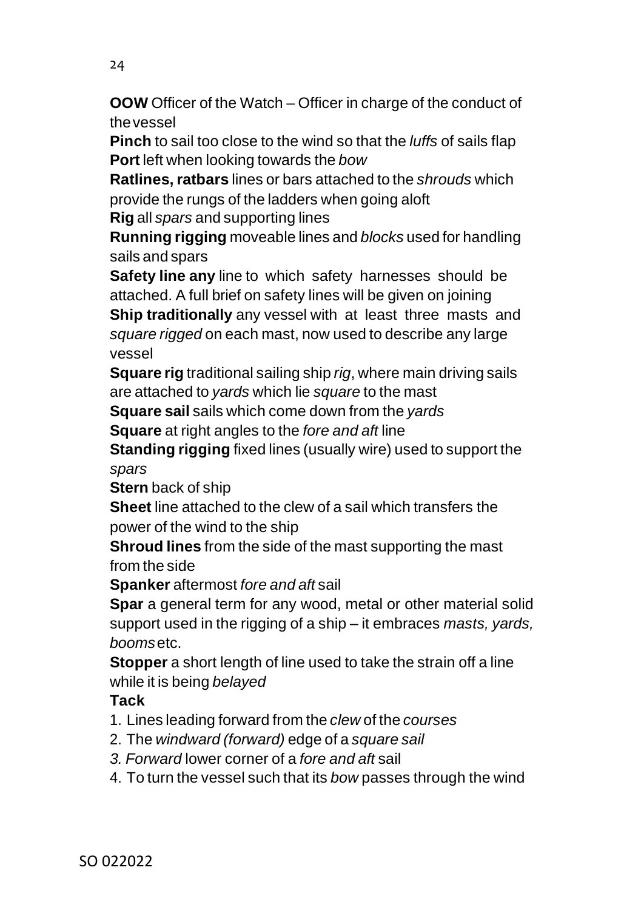**OOW** Officer of the Watch – Officer in charge of the conduct of the vessel

**Pinch** to sail too close to the wind so that the *luffs* of sails flap

**Port** left when looking towards the *bow*

**Ratlines, ratbars** lines or bars attached to the *shrouds* which provide the rungs of the ladders when going aloft

**Rig** all *spars* and supporting lines

**Running rigging** moveable lines and *blocks* used for handling sails and spars

**Safety line any** line to which safety harnesses should be attached. A full brief on safety lines will be given on joining

**Ship traditionally** any vessel with at least three masts and *square rigged* on each mast, now used to describe any large vessel

**Square rig** traditional sailing ship *rig*, where main driving sails are attached to *yards* which lie *square* to the mast

**Square sail** sails which come down from the *yards*

**Square** at right angles to the *fore and aft* line

**Standing rigging** fixed lines (usually wire) used to support the *spars*

**Stern** back of ship

**Sheet** line attached to the clew of a sail which transfers the power of the wind to the ship

**Shroud lines** from the side of the mast supporting the mast from the side

**Spanker** aftermost *fore and aft* sail

**Spar** a general term for any wood, metal or other material solid support used in the rigging of a ship – it embraces *masts, yards, booms* etc.

**Stopper** a short length of line used to take the strain off a line while it is being *belayed*

**Tack**

1. Lines leading forward from the *clew* of the *courses*
2. The *windward (forward)* edge of a *square sail*
3. *Forward* lower corner of a *fore and aft* sail
4. To turn the vessel such that its *bow* passes through the wind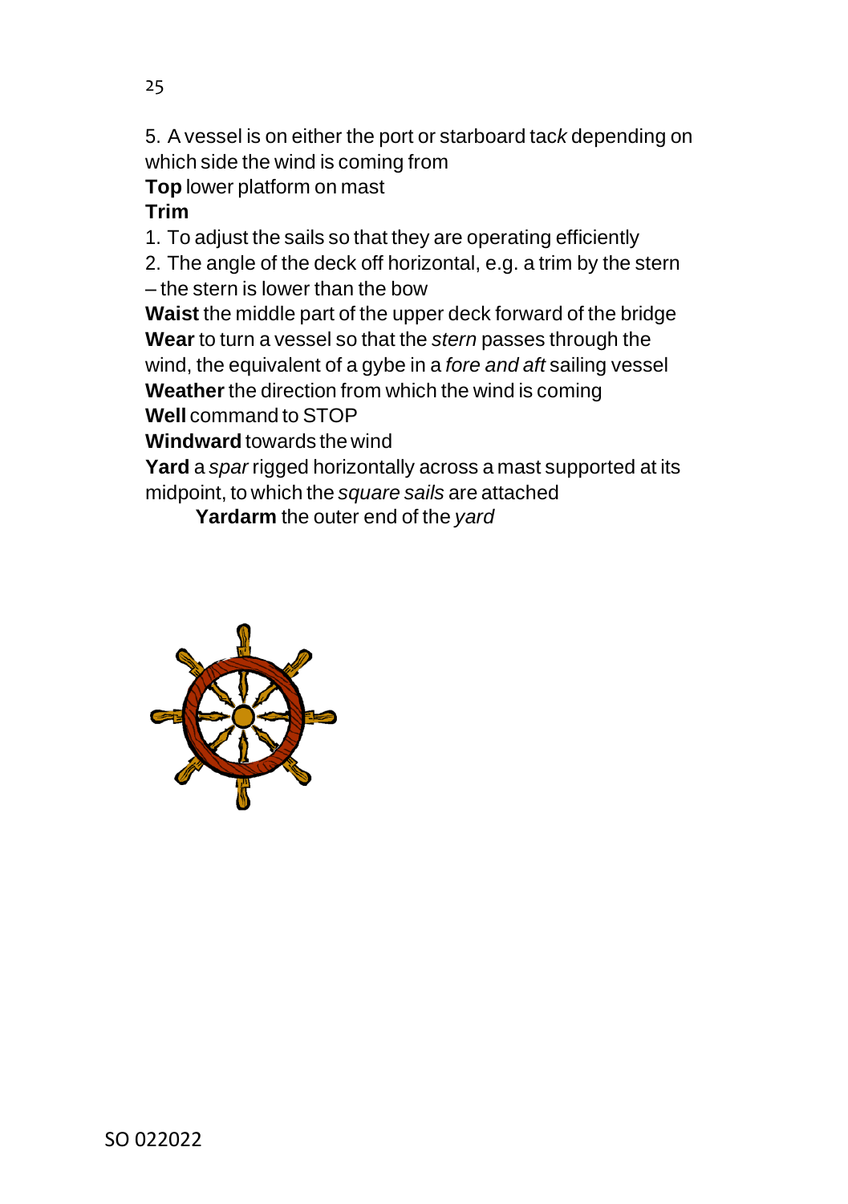5. A vessel is on either the port or starboard tac*k* depending on which side the wind is coming from

**Top** lower platform on mast

**Trim**

1. To adjust the sails so that they are operating efficiently
2. The angle of the deck off horizontal, e.g. a trim by the stern – the stern is lower than the bow

**Waist** the middle part of the upper deck forward of the bridge

**Wear** to turn a vessel so that the *stern* passes through the wind, the equivalent of a gybe in a *fore and aft* sailing vessel

**Weather** the direction from which the wind is coming

**Well** command to STOP

**Windward** towards the wind

**Yard** a *spar* rigged horizontally across a mast supported at its midpoint, to which the *square sails* are attached

**Yardarm** the outer end of the *yard*